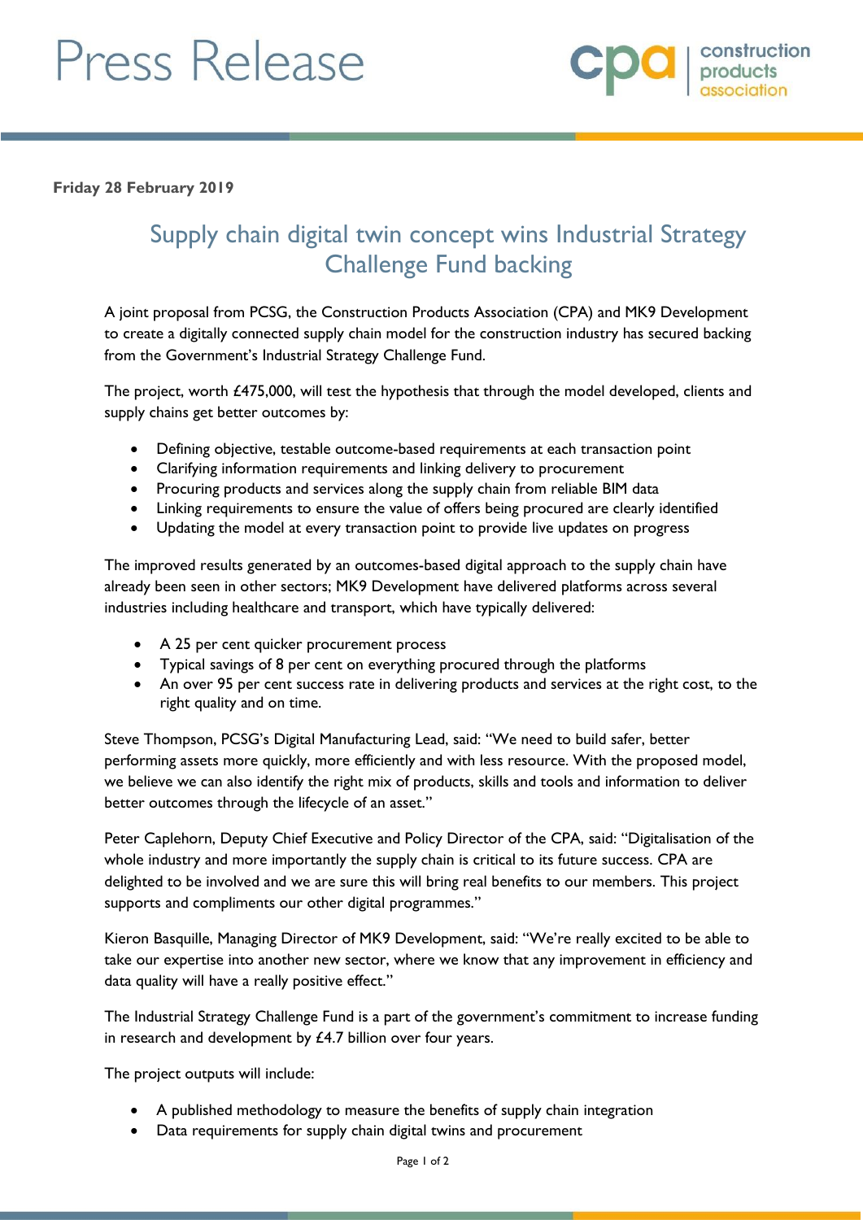# Press Release

construction products association

**Friday 28 February 2019**

## Supply chain digital twin concept wins Industrial Strategy Challenge Fund backing

A joint proposal from PCSG, the Construction Products Association (CPA) and MK9 Development to create a digitally connected supply chain model for the construction industry has secured backing from the Government's Industrial Strategy Challenge Fund.

The project, worth £475,000, will test the hypothesis that through the model developed, clients and supply chains get better outcomes by:

- Defining objective, testable outcome-based requirements at each transaction point
- Clarifying information requirements and linking delivery to procurement
- Procuring products and services along the supply chain from reliable BIM data
- Linking requirements to ensure the value of offers being procured are clearly identified
- Updating the model at every transaction point to provide live updates on progress

The improved results generated by an outcomes-based digital approach to the supply chain have already been seen in other sectors; MK9 Development have delivered platforms across several industries including healthcare and transport, which have typically delivered:

- A 25 per cent quicker procurement process
- Typical savings of 8 per cent on everything procured through the platforms
- An over 95 per cent success rate in delivering products and services at the right cost, to the right quality and on time.

Steve Thompson, PCSG's Digital Manufacturing Lead, said: "We need to build safer, better performing assets more quickly, more efficiently and with less resource. With the proposed model, we believe we can also identify the right mix of products, skills and tools and information to deliver better outcomes through the lifecycle of an asset."

Peter Caplehorn, Deputy Chief Executive and Policy Director of the CPA, said: "Digitalisation of the whole industry and more importantly the supply chain is critical to its future success. CPA are delighted to be involved and we are sure this will bring real benefits to our members. This project supports and compliments our other digital programmes."

Kieron Basquille, Managing Director of MK9 Development, said: "We're really excited to be able to take our expertise into another new sector, where we know that any improvement in efficiency and data quality will have a really positive effect."

The Industrial Strategy Challenge Fund is a part of the government's commitment to increase funding in research and development by £4.7 billion over four years.

The project outputs will include:

- A published methodology to measure the benefits of supply chain integration
- Data requirements for supply chain digital twins and procurement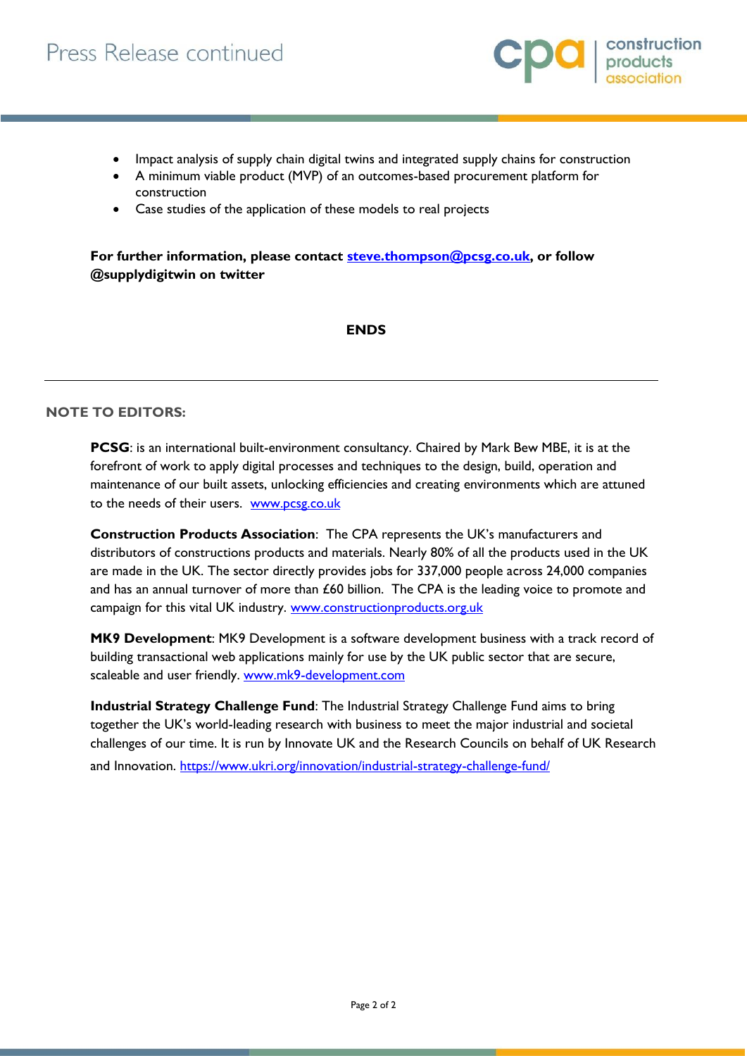- Impact analysis of supply chain digital twins and integrated supply chains for construction
- A minimum viable product (MVP) of an outcomes-based procurement platform for construction
- Case studies of the application of these models to real projects

**For further information, please contact [steve.thompson@pcsg.co.uk](mailto:steve.thompson@pcsg.co.uk), or follow @supplydigitwin on twitter**

**ENDS**

---

## NOTE TO EDITORS:

**PCSG**: is an international built-environment consultancy. Chaired by Mark Bew MBE, it is at the forefront of work to apply digital processes and techniques to the design, build, operation and maintenance of our built assets, unlocking efficiencies and creating environments which are attuned to the needs of their users. [www.pcsg.co.uk](http://www.pcsg.co.uk)

**Construction Products Association**: The CPA represents the UK's manufacturers and distributors of constructions products and materials. Nearly 80% of all the products used in the UK are made in the UK. The sector directly provides jobs for 337,000 people across 24,000 companies and has an annual turnover of more than £60 billion. The CPA is the leading voice to promote and campaign for this vital UK industry. [www.constructionproducts.org.uk](http://www.constructionproducts.org.uk)

**MK9 Development**: MK9 Development is a software development business with a track record of building transactional web applications mainly for use by the UK public sector that are secure, scaleable and user friendly. [www.mk9-development.com](http://www.mk9-development.com)

**Industrial Strategy Challenge Fund**: The Industrial Strategy Challenge Fund aims to bring together the UK's world-leading research with business to meet the major industrial and societal challenges of our time. It is run by Innovate UK and the Research Councils on behalf of UK Research and Innovation. [https://www.ukri.org/innovation/industrial-strategy-challenge-fund/](https://www.ukri.org/innovation/industrial-strategy-challenge-fund/)